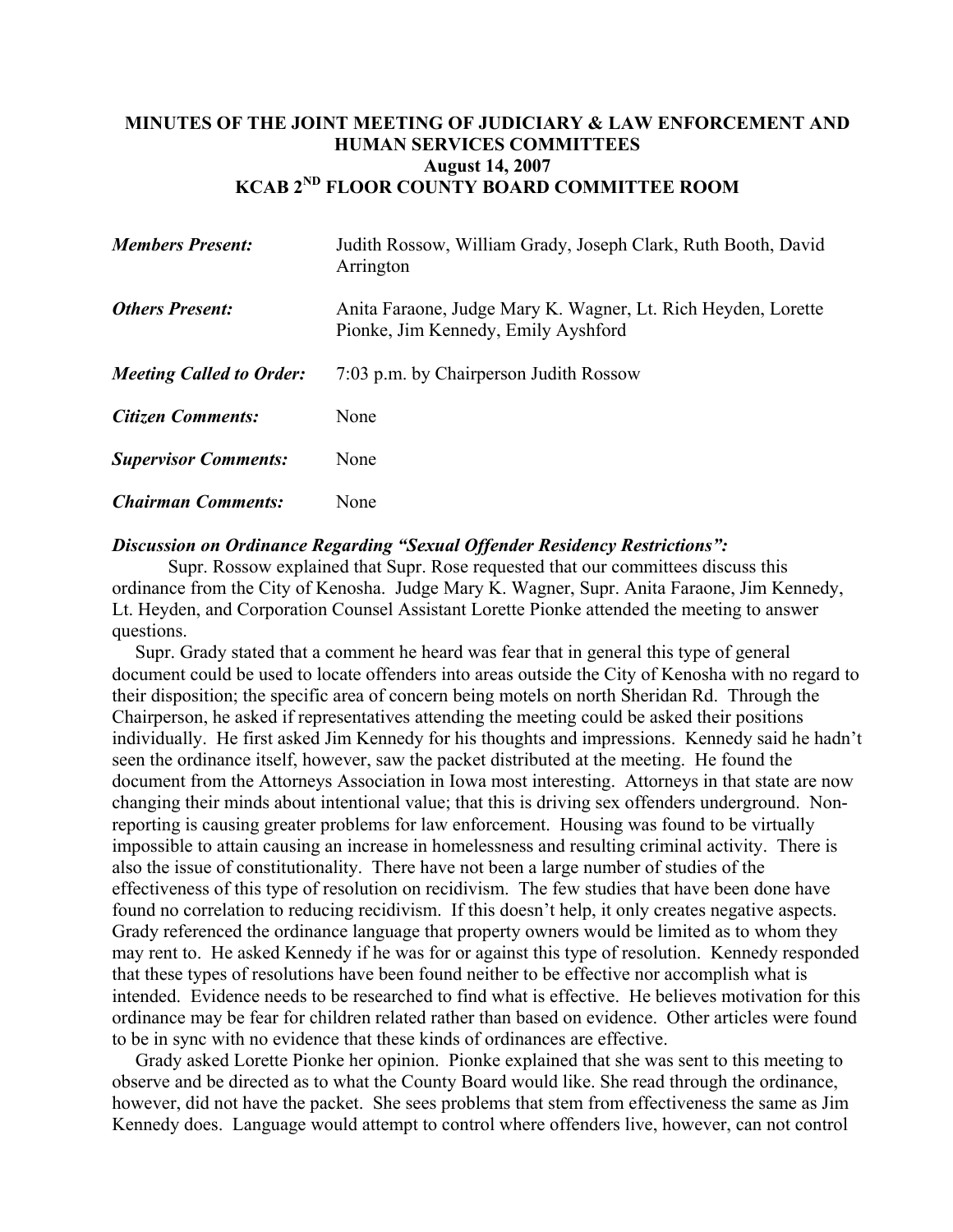**MINUTES OF THE JOINT MEETING OF JUDICIARY & LAW ENFORCEMENT AND HUMAN SERVICES COMMITTEES**
**August 14, 2007**
**KCAB 2ND FLOOR COUNTY BOARD COMMITTEE ROOM**

| | |
|---|---|
| ***Members Present:*** | Judith Rossow, William Grady, Joseph Clark, Ruth Booth, David Arrington |
| ***Others Present:*** | Anita Faraone, Judge Mary K. Wagner, Lt. Rich Heyden, Lorette Pionke, Jim Kennedy, Emily Ayshford |
| ***Meeting Called to Order:*** | 7:03 p.m. by Chairperson Judith Rossow |
| ***Citizen Comments:*** | None |
| ***Supervisor Comments:*** | None |
| ***Chairman Comments:*** | None |

***Discussion on Ordinance Regarding "Sexual Offender Residency Restrictions":***

Supr. Rossow explained that Supr. Rose requested that our committees discuss this ordinance from the City of Kenosha. Judge Mary K. Wagner, Supr. Anita Faraone, Jim Kennedy, Lt. Heyden, and Corporation Counsel Assistant Lorette Pionke attended the meeting to answer questions.

Supr. Grady stated that a comment he heard was fear that in general this type of general document could be used to locate offenders into areas outside the City of Kenosha with no regard to their disposition; the specific area of concern being motels on north Sheridan Rd. Through the Chairperson, he asked if representatives attending the meeting could be asked their positions individually. He first asked Jim Kennedy for his thoughts and impressions. Kennedy said he hadn't seen the ordinance itself, however, saw the packet distributed at the meeting. He found the document from the Attorneys Association in Iowa most interesting. Attorneys in that state are now changing their minds about intentional value; that this is driving sex offenders underground. Non-reporting is causing greater problems for law enforcement. Housing was found to be virtually impossible to attain causing an increase in homelessness and resulting criminal activity. There is also the issue of constitutionality. There have not been a large number of studies of the effectiveness of this type of resolution on recidivism. The few studies that have been done have found no correlation to reducing recidivism. If this doesn't help, it only creates negative aspects. Grady referenced the ordinance language that property owners would be limited as to whom they may rent to. He asked Kennedy if he was for or against this type of resolution. Kennedy responded that these types of resolutions have been found neither to be effective nor accomplish what is intended. Evidence needs to be researched to find what is effective. He believes motivation for this ordinance may be fear for children related rather than based on evidence. Other articles were found to be in sync with no evidence that these kinds of ordinances are effective.

Grady asked Lorette Pionke her opinion. Pionke explained that she was sent to this meeting to observe and be directed as to what the County Board would like. She read through the ordinance, however, did not have the packet. She sees problems that stem from effectiveness the same as Jim Kennedy does. Language would attempt to control where offenders live, however, can not control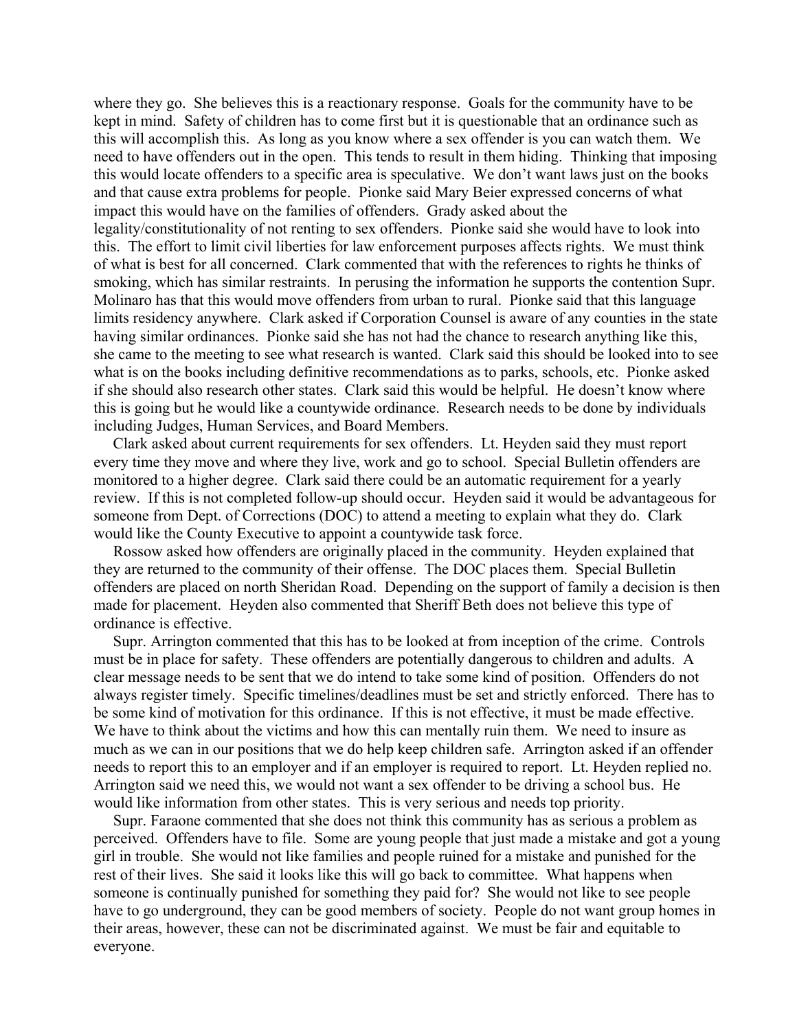where they go. She believes this is a reactionary response. Goals for the community have to be kept in mind. Safety of children has to come first but it is questionable that an ordinance such as this will accomplish this. As long as you know where a sex offender is you can watch them. We need to have offenders out in the open. This tends to result in them hiding. Thinking that imposing this would locate offenders to a specific area is speculative. We don't want laws just on the books and that cause extra problems for people. Pionke said Mary Beier expressed concerns of what impact this would have on the families of offenders. Grady asked about the legality/constitutionality of not renting to sex offenders. Pionke said she would have to look into this. The effort to limit civil liberties for law enforcement purposes affects rights. We must think of what is best for all concerned. Clark commented that with the references to rights he thinks of smoking, which has similar restraints. In perusing the information he supports the contention Supr. Molinaro has that this would move offenders from urban to rural. Pionke said that this language limits residency anywhere. Clark asked if Corporation Counsel is aware of any counties in the state having similar ordinances. Pionke said she has not had the chance to research anything like this, she came to the meeting to see what research is wanted. Clark said this should be looked into to see what is on the books including definitive recommendations as to parks, schools, etc. Pionke asked if she should also research other states. Clark said this would be helpful. He doesn't know where this is going but he would like a countywide ordinance. Research needs to be done by individuals including Judges, Human Services, and Board Members.

Clark asked about current requirements for sex offenders. Lt. Heyden said they must report every time they move and where they live, work and go to school. Special Bulletin offenders are monitored to a higher degree. Clark said there could be an automatic requirement for a yearly review. If this is not completed follow-up should occur. Heyden said it would be advantageous for someone from Dept. of Corrections (DOC) to attend a meeting to explain what they do. Clark would like the County Executive to appoint a countywide task force.

Rossow asked how offenders are originally placed in the community. Heyden explained that they are returned to the community of their offense. The DOC places them. Special Bulletin offenders are placed on north Sheridan Road. Depending on the support of family a decision is then made for placement. Heyden also commented that Sheriff Beth does not believe this type of ordinance is effective.

Supr. Arrington commented that this has to be looked at from inception of the crime. Controls must be in place for safety. These offenders are potentially dangerous to children and adults. A clear message needs to be sent that we do intend to take some kind of position. Offenders do not always register timely. Specific timelines/deadlines must be set and strictly enforced. There has to be some kind of motivation for this ordinance. If this is not effective, it must be made effective. We have to think about the victims and how this can mentally ruin them. We need to insure as much as we can in our positions that we do help keep children safe. Arrington asked if an offender needs to report this to an employer and if an employer is required to report. Lt. Heyden replied no. Arrington said we need this, we would not want a sex offender to be driving a school bus. He would like information from other states. This is very serious and needs top priority.

Supr. Faraone commented that she does not think this community has as serious a problem as perceived. Offenders have to file. Some are young people that just made a mistake and got a young girl in trouble. She would not like families and people ruined for a mistake and punished for the rest of their lives. She said it looks like this will go back to committee. What happens when someone is continually punished for something they paid for? She would not like to see people have to go underground, they can be good members of society. People do not want group homes in their areas, however, these can not be discriminated against. We must be fair and equitable to everyone.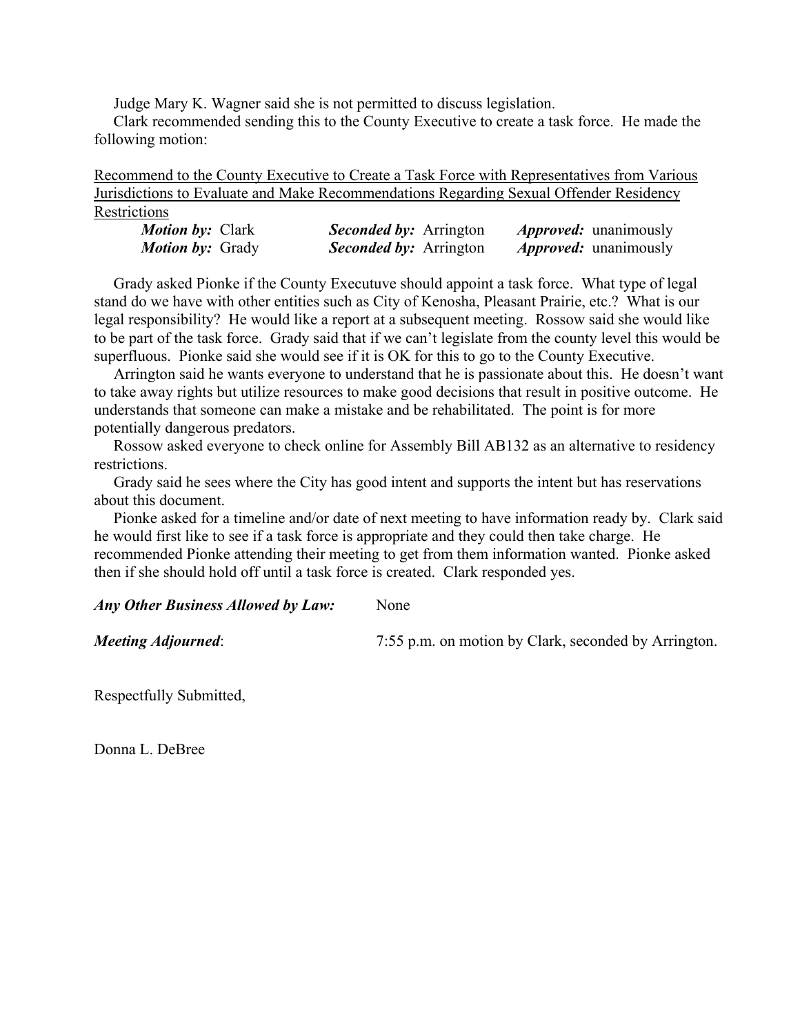Judge Mary K. Wagner said she is not permitted to discuss legislation.

Clark recommended sending this to the County Executive to create a task force. He made the following motion:

<u>Recommend to the County Executive to Create a Task Force with Representatives from Various Jurisdictions to Evaluate and Make Recommendations Regarding Sexual Offender Residency Restrictions</u>

| | | |
|---|---|---|
| ***Motion by:*** Clark | ***Seconded by:*** Arrington | ***Approved:*** unanimously |
| ***Motion by:*** Grady | ***Seconded by:*** Arrington | ***Approved:*** unanimously |

Grady asked Pionke if the County Executuve should appoint a task force. What type of legal stand do we have with other entities such as City of Kenosha, Pleasant Prairie, etc.? What is our legal responsibility? He would like a report at a subsequent meeting. Rossow said she would like to be part of the task force. Grady said that if we can't legislate from the county level this would be superfluous. Pionke said she would see if it is OK for this to go to the County Executive.

Arrington said he wants everyone to understand that he is passionate about this. He doesn't want to take away rights but utilize resources to make good decisions that result in positive outcome. He understands that someone can make a mistake and be rehabilitated. The point is for more potentially dangerous predators.

Rossow asked everyone to check online for Assembly Bill AB132 as an alternative to residency restrictions.

Grady said he sees where the City has good intent and supports the intent but has reservations about this document.

Pionke asked for a timeline and/or date of next meeting to have information ready by. Clark said he would first like to see if a task force is appropriate and they could then take charge. He recommended Pionke attending their meeting to get from them information wanted. Pionke asked then if she should hold off until a task force is created. Clark responded yes.

***Any Other Business Allowed by Law:*** None

***Meeting Adjourned***: 7:55 p.m. on motion by Clark, seconded by Arrington.

Respectfully Submitted,

Donna L. DeBree